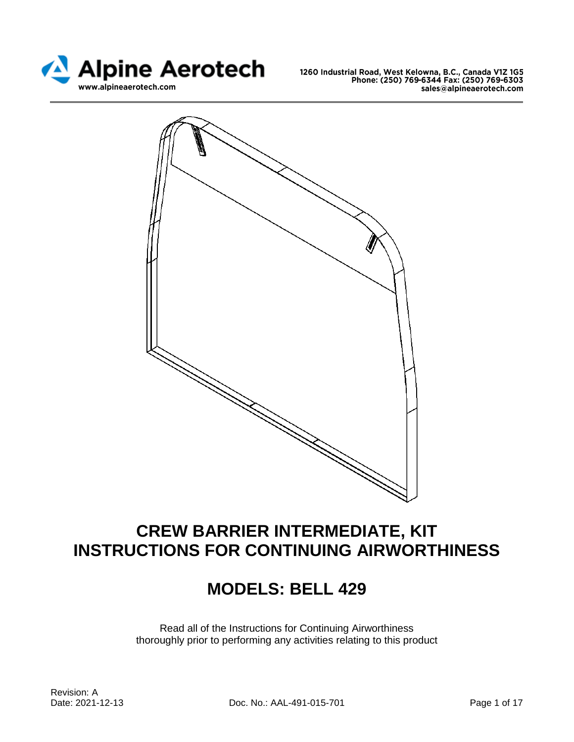**Alpine Aerotech**
www.alpineaerotech.com

1260 Industrial Road, West Kelowna, B.C., Canada V1Z 1G5
Phone: (250) 769-6344 Fax: (250) 769-6303
sales@alpineaerotech.com

# CREW BARRIER INTERMEDIATE, KIT
# INSTRUCTIONS FOR CONTINUING AIRWORTHINESS

## MODELS: BELL 429

Read all of the Instructions for Continuing Airworthiness thoroughly prior to performing any activities relating to this product

Revision: A
Date: 2021-12-13
Doc. No.: AAL-491-015-701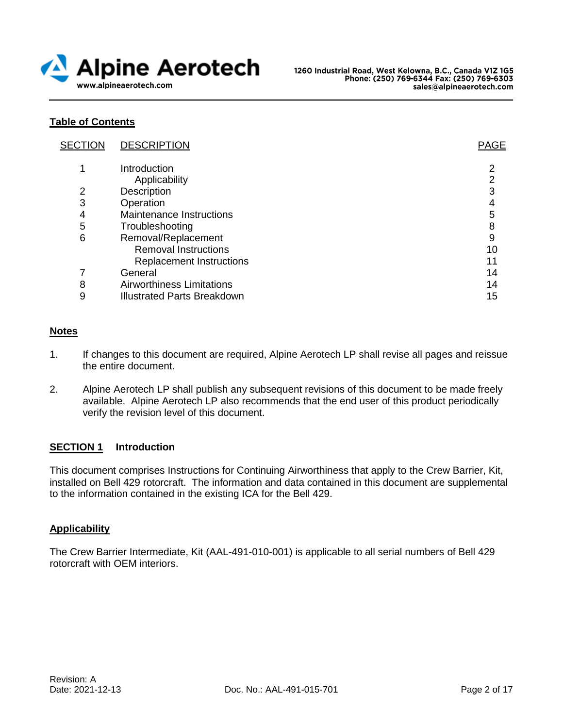## Table of Contents

| SECTION | DESCRIPTION | PAGE |
|---|---|---|
| 1 | Introduction | 2 |
| | Applicability | 2 |
| 2 | Description | 3 |
| 3 | Operation | 4 |
| 4 | Maintenance Instructions | 5 |
| 5 | Troubleshooting | 8 |
| 6 | Removal/Replacement | 9 |
| | Removal Instructions | 10 |
| | Replacement Instructions | 11 |
| 7 | General | 14 |
| 8 | Airworthiness Limitations | 14 |
| 9 | Illustrated Parts Breakdown | 15 |

## Notes

1. If changes to this document are required, Alpine Aerotech LP shall revise all pages and reissue the entire document.

2. Alpine Aerotech LP shall publish any subsequent revisions of this document to be made freely available. Alpine Aerotech LP also recommends that the end user of this product periodically verify the revision level of this document.

## SECTION 1 Introduction

This document comprises Instructions for Continuing Airworthiness that apply to the Crew Barrier, Kit, installed on Bell 429 rotorcraft. The information and data contained in this document are supplemental to the information contained in the existing ICA for the Bell 429.

### Applicability

The Crew Barrier Intermediate, Kit (AAL-491-010-001) is applicable to all serial numbers of Bell 429 rotorcraft with OEM interiors.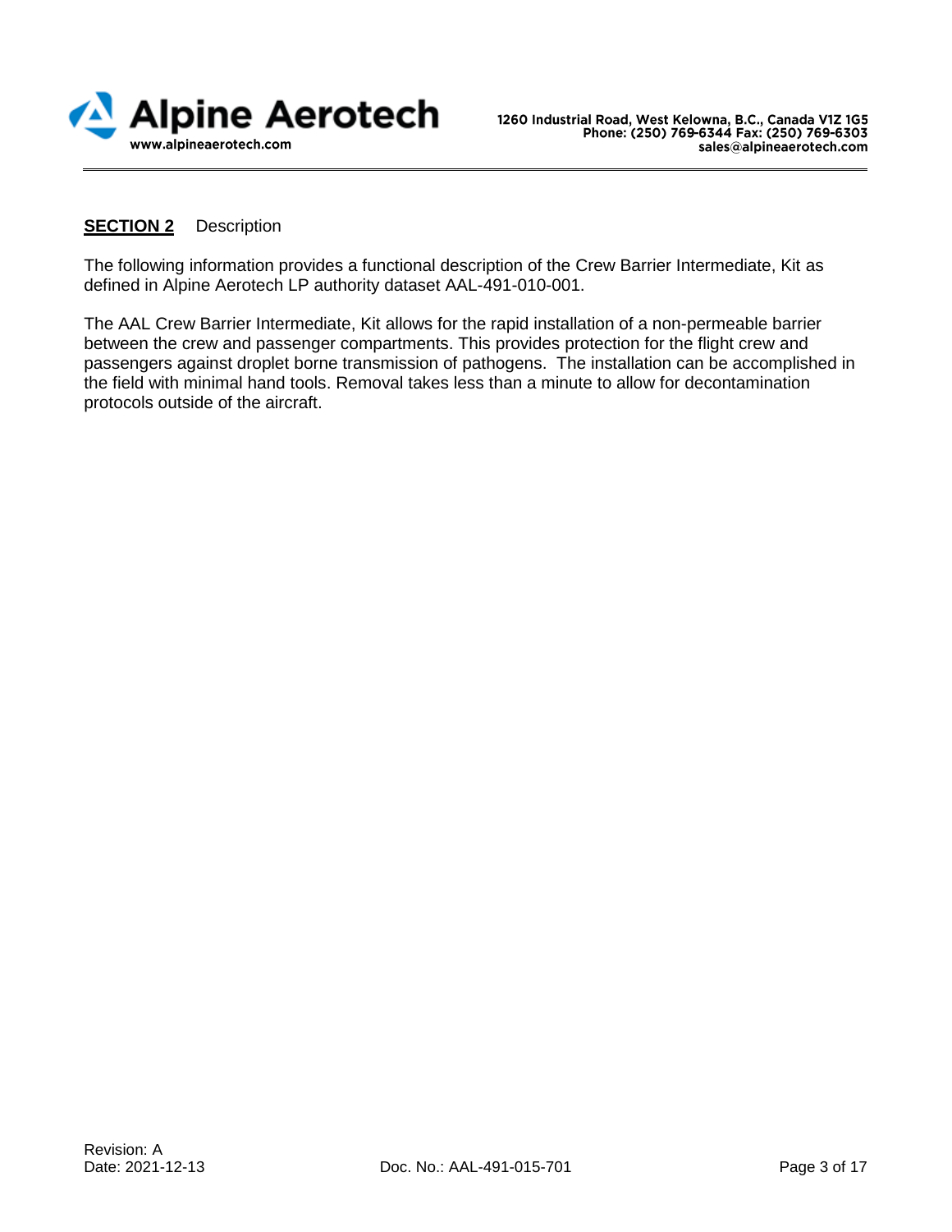## **SECTION 2** Description

The following information provides a functional description of the Crew Barrier Intermediate, Kit as defined in Alpine Aerotech LP authority dataset AAL-491-010-001.

The AAL Crew Barrier Intermediate, Kit allows for the rapid installation of a non-permeable barrier between the crew and passenger compartments. This provides protection for the flight crew and passengers against droplet borne transmission of pathogens. The installation can be accomplished in the field with minimal hand tools. Removal takes less than a minute to allow for decontamination protocols outside of the aircraft.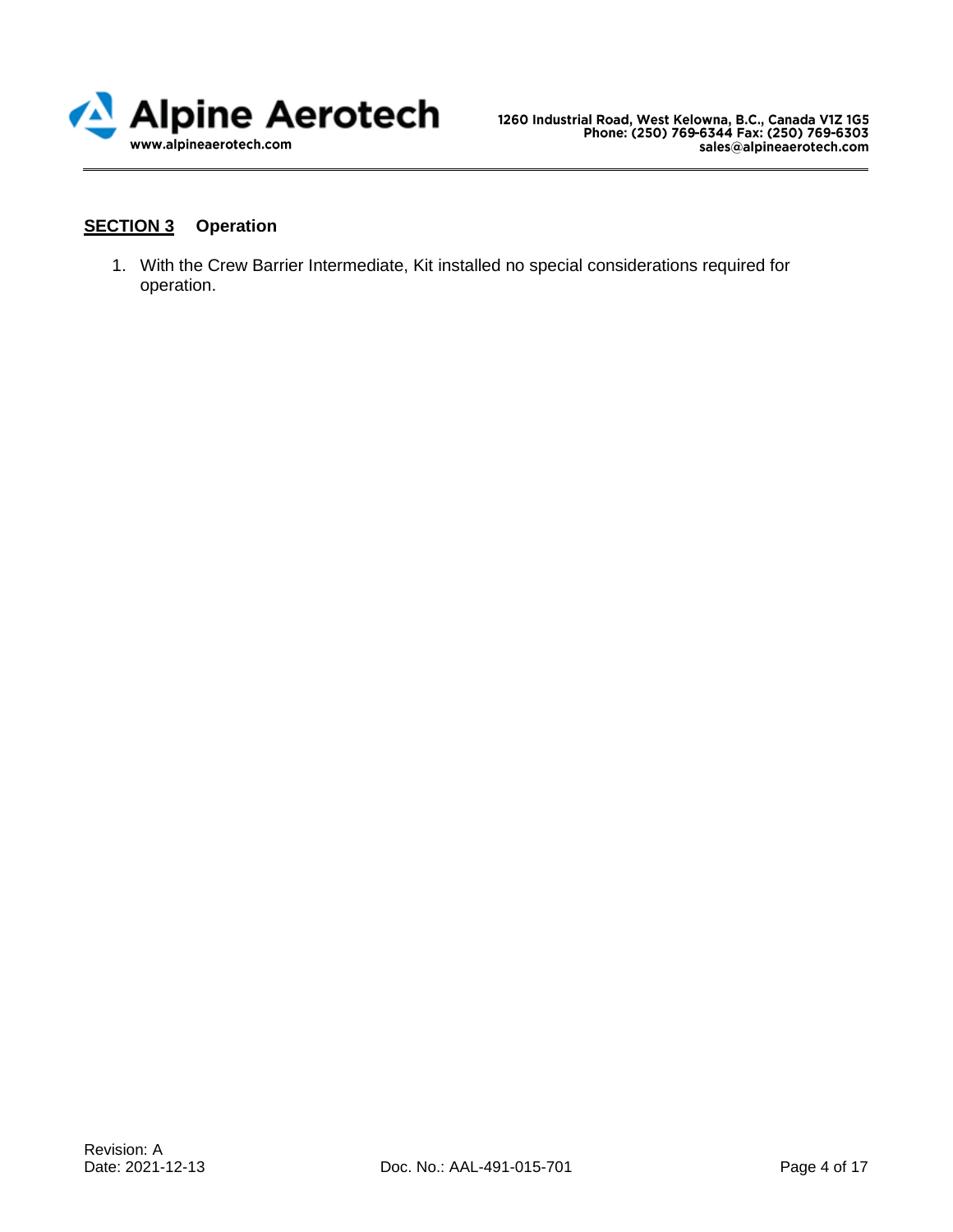## **SECTION 3** Operation

1. With the Crew Barrier Intermediate, Kit installed no special considerations required for operation.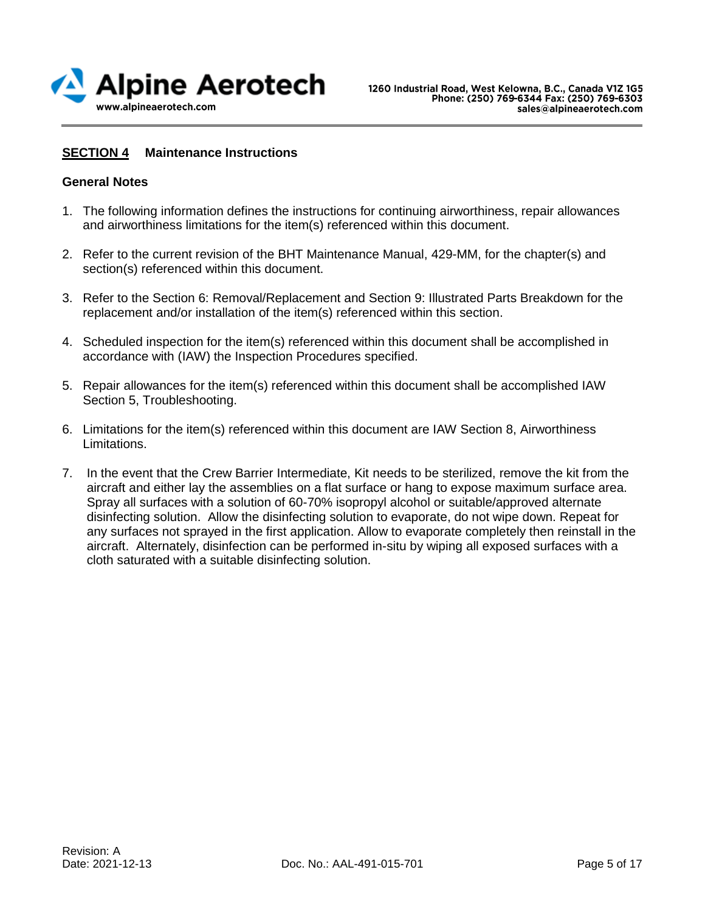## SECTION 4 Maintenance Instructions

### General Notes

1. The following information defines the instructions for continuing airworthiness, repair allowances and airworthiness limitations for the item(s) referenced within this document.

2. Refer to the current revision of the BHT Maintenance Manual, 429-MM, for the chapter(s) and section(s) referenced within this document.

3. Refer to the Section 6: Removal/Replacement and Section 9: Illustrated Parts Breakdown for the replacement and/or installation of the item(s) referenced within this section.

4. Scheduled inspection for the item(s) referenced within this document shall be accomplished in accordance with (IAW) the Inspection Procedures specified.

5. Repair allowances for the item(s) referenced within this document shall be accomplished IAW Section 5, Troubleshooting.

6. Limitations for the item(s) referenced within this document are IAW Section 8, Airworthiness Limitations.

7. In the event that the Crew Barrier Intermediate, Kit needs to be sterilized, remove the kit from the aircraft and either lay the assemblies on a flat surface or hang to expose maximum surface area. Spray all surfaces with a solution of 60-70% isopropyl alcohol or suitable/approved alternate disinfecting solution. Allow the disinfecting solution to evaporate, do not wipe down. Repeat for any surfaces not sprayed in the first application. Allow to evaporate completely then reinstall in the aircraft. Alternately, disinfection can be performed in-situ by wiping all exposed surfaces with a cloth saturated with a suitable disinfecting solution.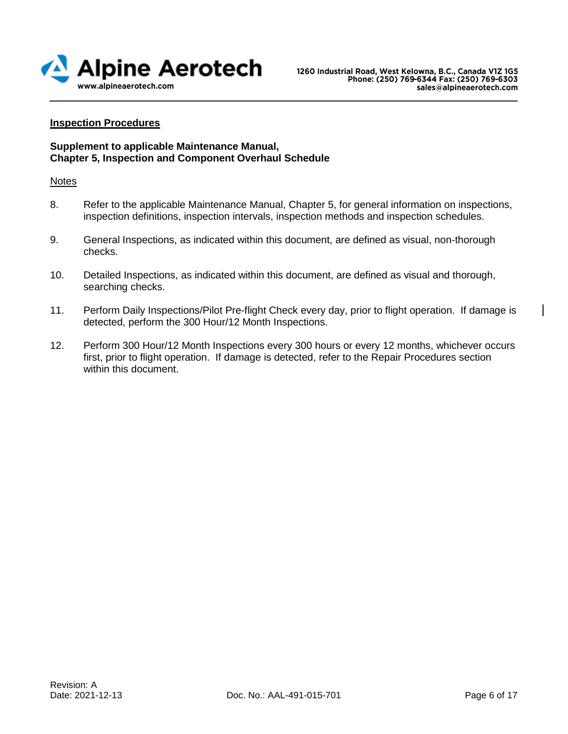## Inspection Procedures

**Supplement to applicable Maintenance Manual,**
**Chapter 5, Inspection and Component Overhaul Schedule**

Notes

8. Refer to the applicable Maintenance Manual, Chapter 5, for general information on inspections, inspection definitions, inspection intervals, inspection methods and inspection schedules.

9. General Inspections, as indicated within this document, are defined as visual, non-thorough checks.

10. Detailed Inspections, as indicated within this document, are defined as visual and thorough, searching checks.

11. Perform Daily Inspections/Pilot Pre-flight Check every day, prior to flight operation. If damage is detected, perform the 300 Hour/12 Month Inspections.

12. Perform 300 Hour/12 Month Inspections every 300 hours or every 12 months, whichever occurs first, prior to flight operation. If damage is detected, refer to the Repair Procedures section within this document.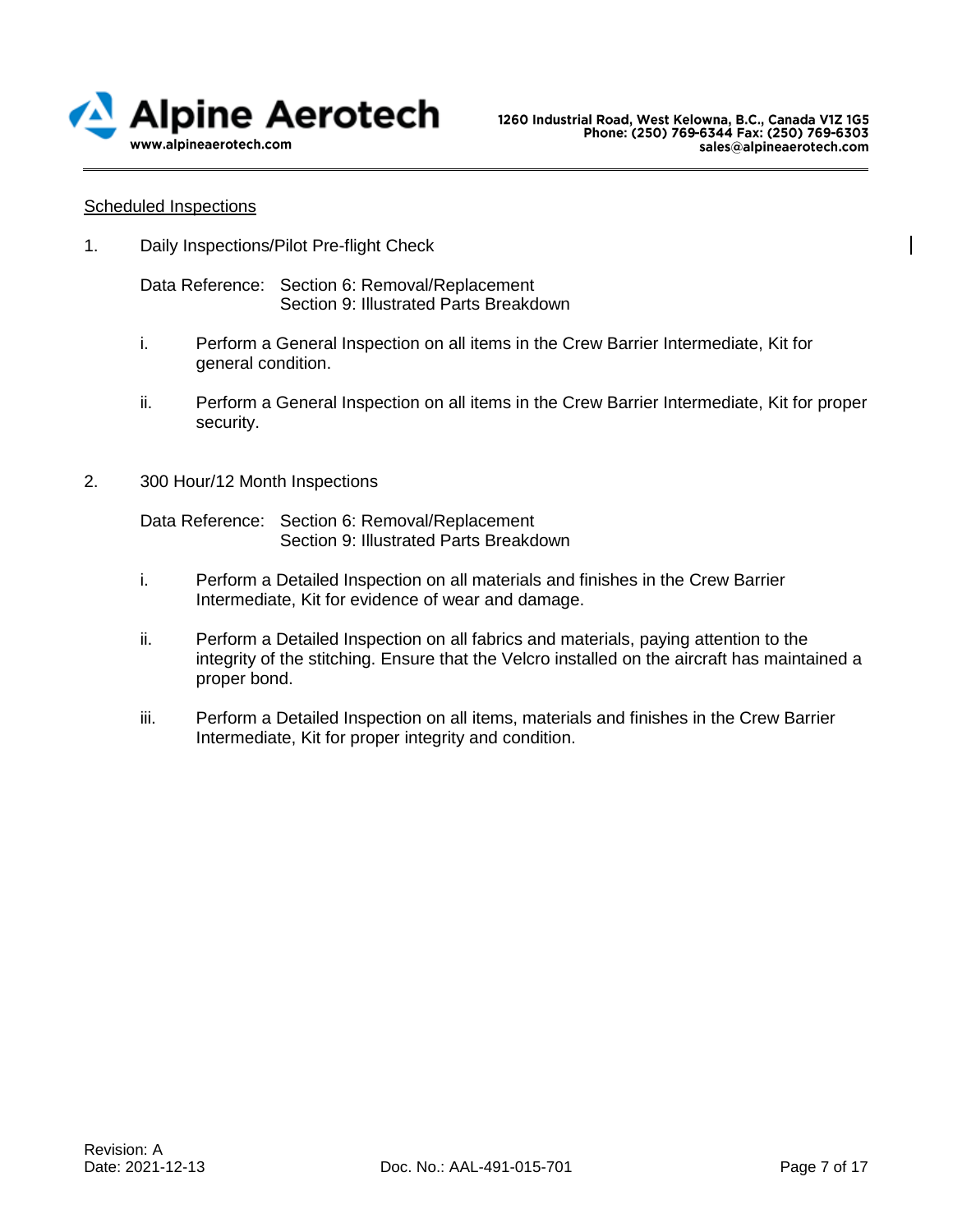## Scheduled Inspections

1. Daily Inspections/Pilot Pre-flight Check

   Data Reference: Section 6: Removal/Replacement
   Section 9: Illustrated Parts Breakdown

   i. Perform a General Inspection on all items in the Crew Barrier Intermediate, Kit for general condition.

   ii. Perform a General Inspection on all items in the Crew Barrier Intermediate, Kit for proper security.

2. 300 Hour/12 Month Inspections

   Data Reference: Section 6: Removal/Replacement
   Section 9: Illustrated Parts Breakdown

   i. Perform a Detailed Inspection on all materials and finishes in the Crew Barrier Intermediate, Kit for evidence of wear and damage.

   ii. Perform a Detailed Inspection on all fabrics and materials, paying attention to the integrity of the stitching. Ensure that the Velcro installed on the aircraft has maintained a proper bond.

   iii. Perform a Detailed Inspection on all items, materials and finishes in the Crew Barrier Intermediate, Kit for proper integrity and condition.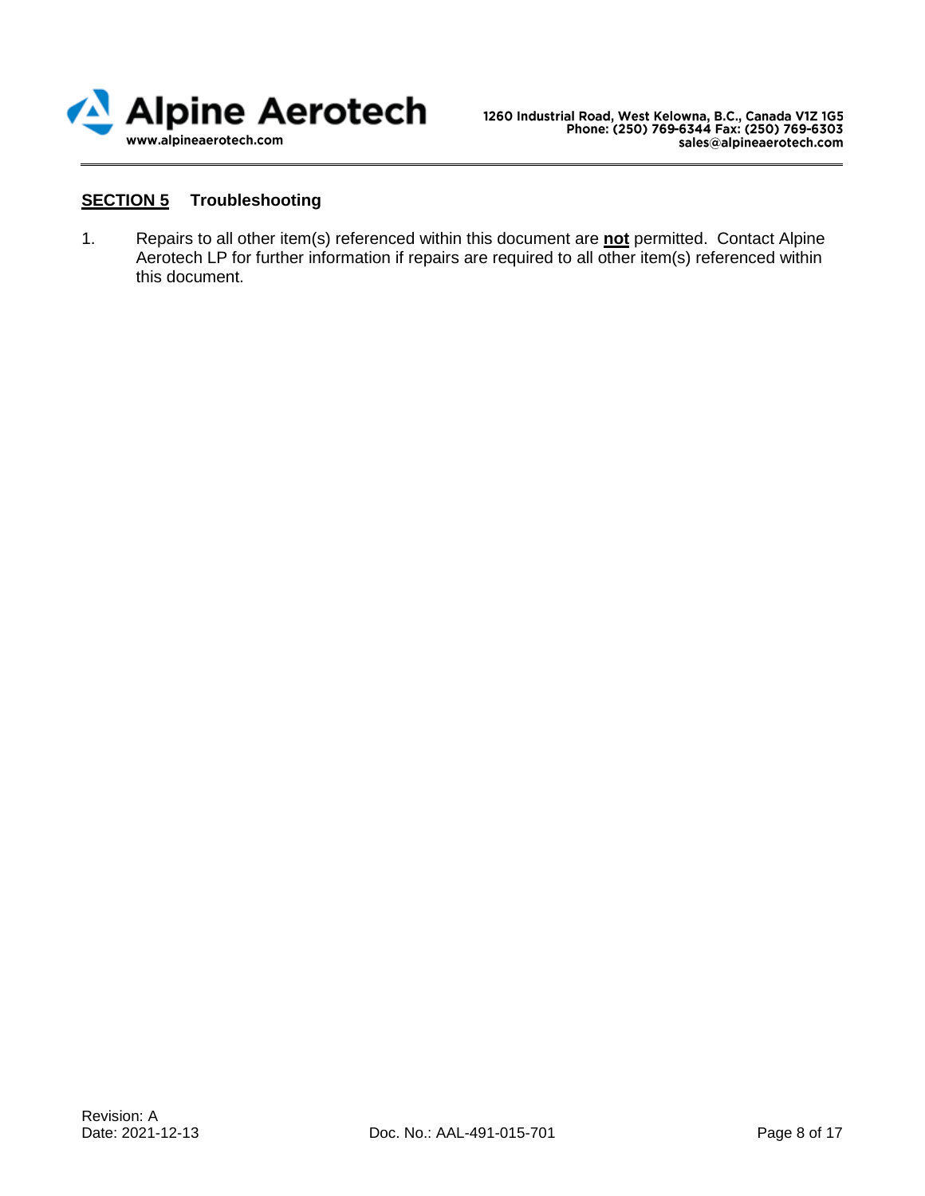## **SECTION 5** Troubleshooting

1. Repairs to all other item(s) referenced within this document are **not** permitted. Contact Alpine Aerotech LP for further information if repairs are required to all other item(s) referenced within this document.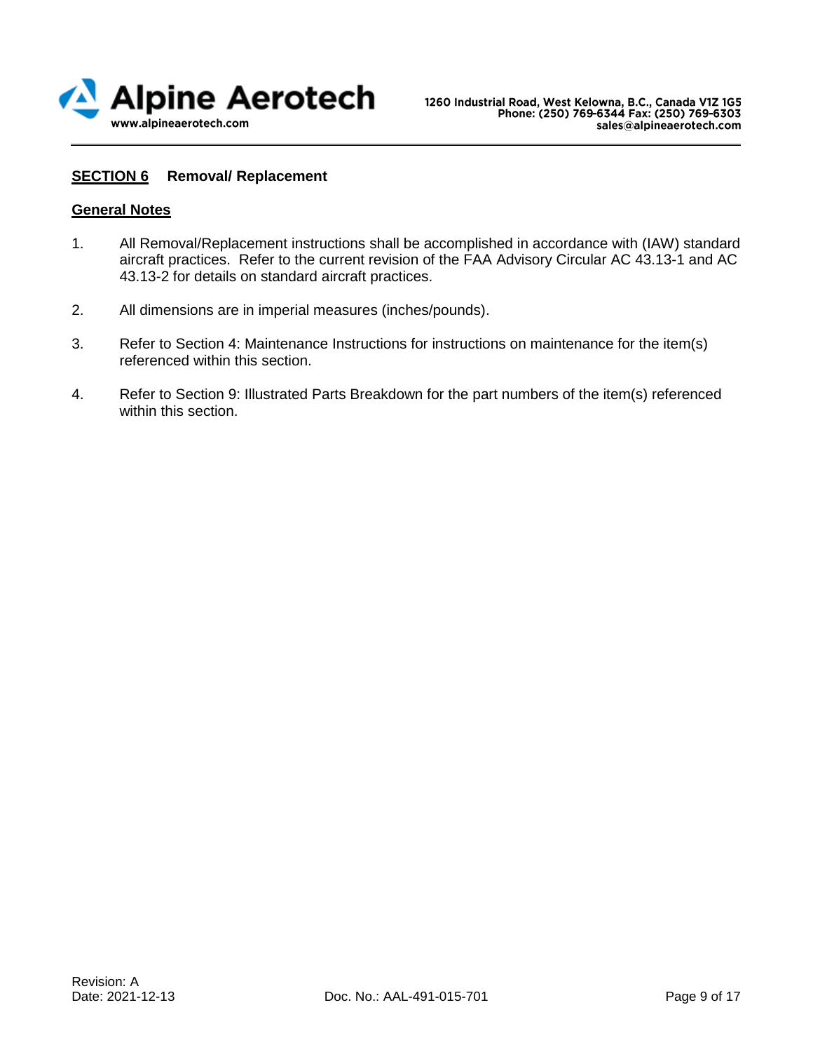## SECTION 6 Removal/ Replacement

### General Notes

1. All Removal/Replacement instructions shall be accomplished in accordance with (IAW) standard aircraft practices. Refer to the current revision of the FAA Advisory Circular AC 43.13-1 and AC 43.13-2 for details on standard aircraft practices.

2. All dimensions are in imperial measures (inches/pounds).

3. Refer to Section 4: Maintenance Instructions for instructions on maintenance for the item(s) referenced within this section.

4. Refer to Section 9: Illustrated Parts Breakdown for the part numbers of the item(s) referenced within this section.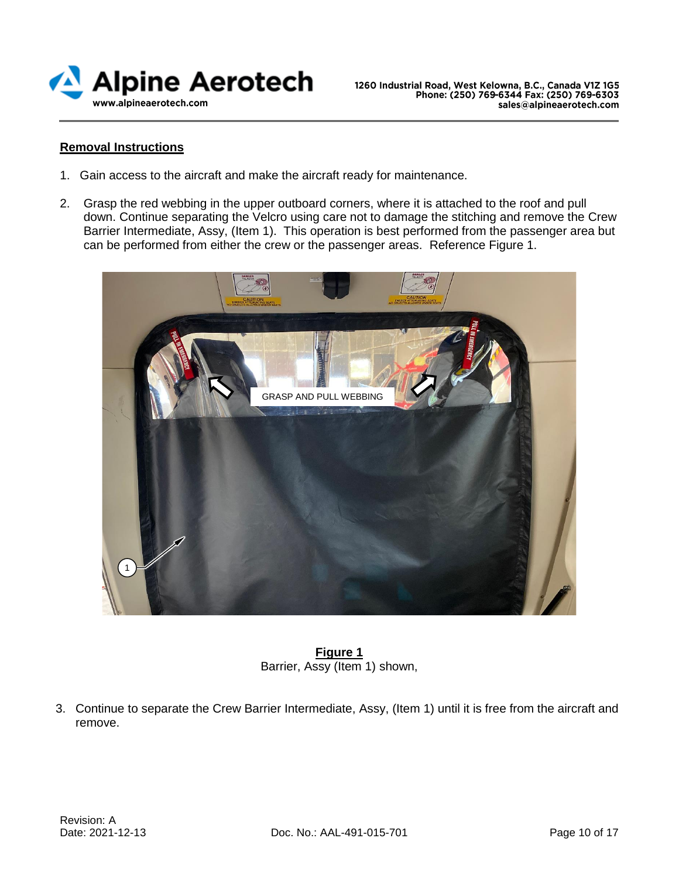## Removal Instructions

1. Gain access to the aircraft and make the aircraft ready for maintenance.

2. Grasp the red webbing in the upper outboard corners, where it is attached to the roof and pull down. Continue separating the Velcro using care not to damage the stitching and remove the Crew Barrier Intermediate, Assy, (Item 1). This operation is best performed from the passenger area but can be performed from either the crew or the passenger areas. Reference Figure 1.

**Figure 1**
Barrier, Assy (Item 1) shown,

3. Continue to separate the Crew Barrier Intermediate, Assy, (Item 1) until it is free from the aircraft and remove.

Revision: A
Date: 2021-12-13
Doc. No.: AAL-491-015-701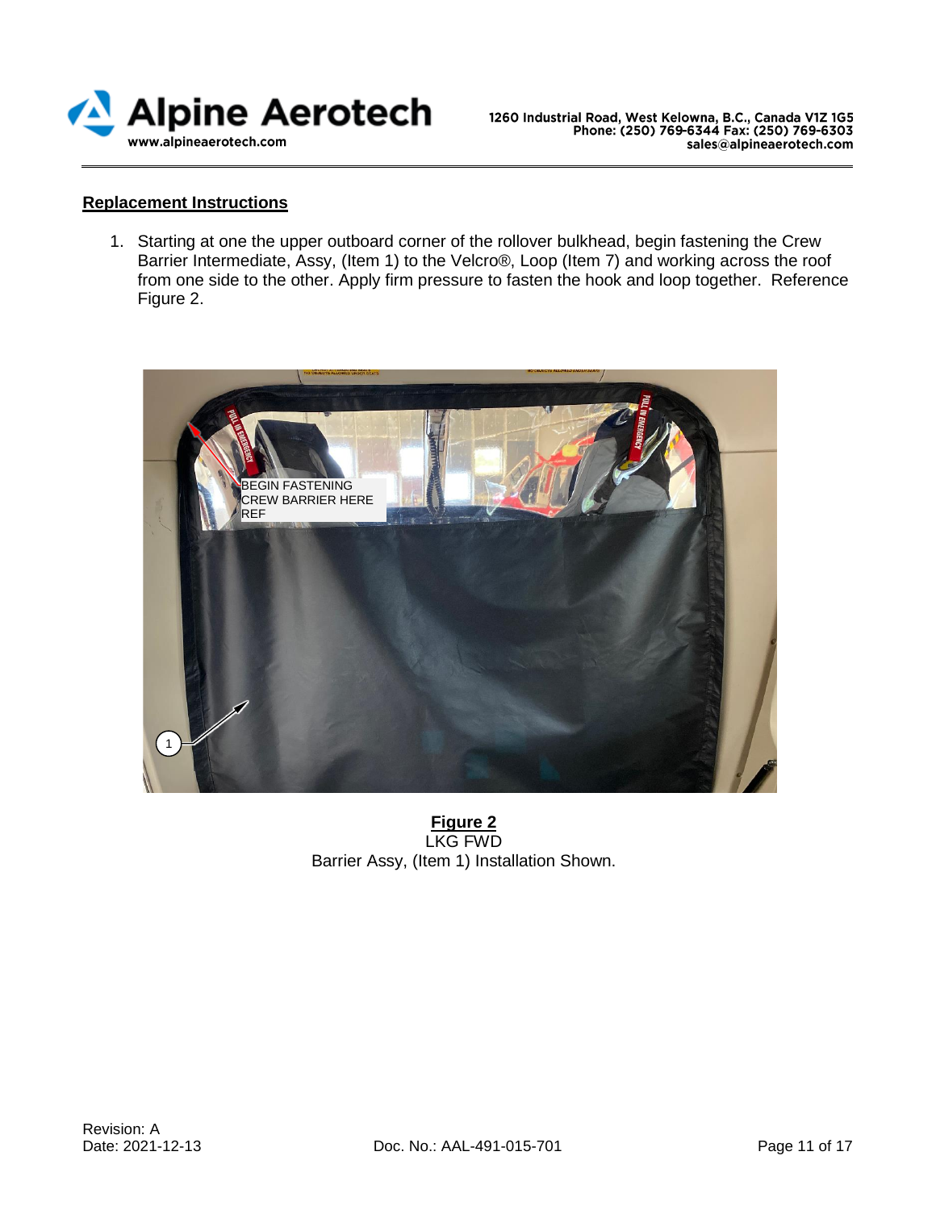## Replacement Instructions

1. Starting at one the upper outboard corner of the rollover bulkhead, begin fastening the Crew Barrier Intermediate, Assy, (Item 1) to the Velcro®, Loop (Item 7) and working across the roof from one side to the other. Apply firm pressure to fasten the hook and loop together. Reference Figure 2.

**Figure 2**
LKG FWD
Barrier Assy, (Item 1) Installation Shown.

Revision: A
Date: 2021-12-13
Doc. No.: AAL-491-015-701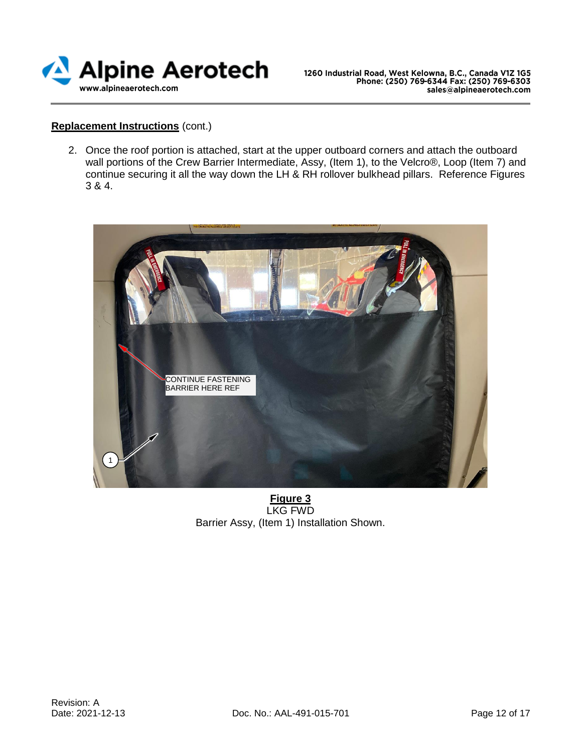**Replacement Instructions** (cont.)

2. Once the roof portion is attached, start at the upper outboard corners and attach the outboard wall portions of the Crew Barrier Intermediate, Assy, (Item 1), to the Velcro®, Loop (Item 7) and continue securing it all the way down the LH & RH rollover bulkhead pillars. Reference Figures 3 & 4.

CONTINUE FASTENING BARRIER HERE REF

1

**Figure 3**
LKG FWD
Barrier Assy, (Item 1) Installation Shown.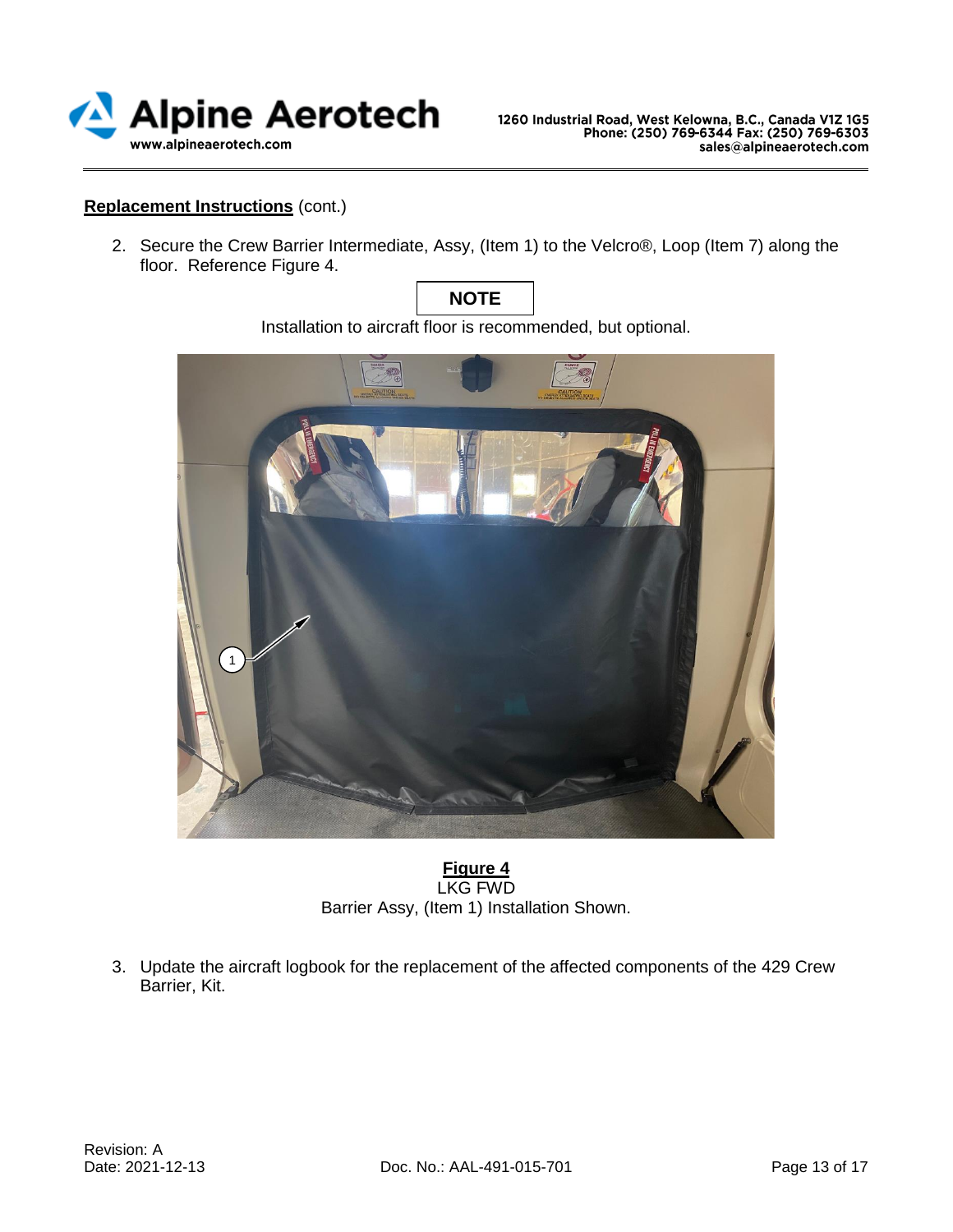**Replacement Instructions** (cont.)

2. Secure the Crew Barrier Intermediate, Assy, (Item 1) to the Velcro®, Loop (Item 7) along the floor. Reference Figure 4.

**NOTE**

Installation to aircraft floor is recommended, but optional.

**Figure 4**
LKG FWD
Barrier Assy, (Item 1) Installation Shown.

3. Update the aircraft logbook for the replacement of the affected components of the 429 Crew Barrier, Kit.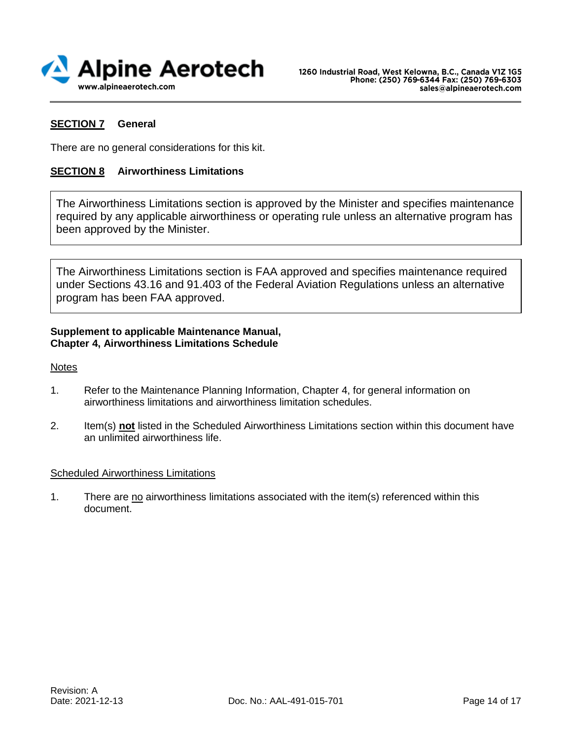## SECTION 7 General

There are no general considerations for this kit.

## SECTION 8 Airworthiness Limitations

| The Airworthiness Limitations section is approved by the Minister and specifies maintenance required by any applicable airworthiness or operating rule unless an alternative program has been approved by the Minister. |
|---|

| The Airworthiness Limitations section is FAA approved and specifies maintenance required under Sections 43.16 and 91.403 of the Federal Aviation Regulations unless an alternative program has been FAA approved. |
|---|

**Supplement to applicable Maintenance Manual,**
**Chapter 4, Airworthiness Limitations Schedule**

Notes

1. Refer to the Maintenance Planning Information, Chapter 4, for general information on airworthiness limitations and airworthiness limitation schedules.
2. Item(s) **not** listed in the Scheduled Airworthiness Limitations section within this document have an unlimited airworthiness life.

Scheduled Airworthiness Limitations

1. There are no airworthiness limitations associated with the item(s) referenced within this document.

Revision: A
Date: 2021-12-13 Doc. No.: AAL-491-015-701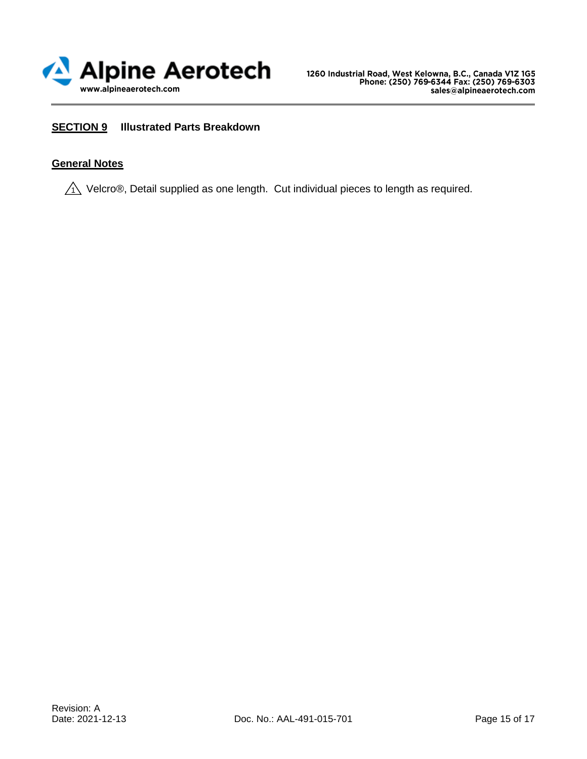## SECTION 9 Illustrated Parts Breakdown

### General Notes

⚠1 Velcro®, Detail supplied as one length. Cut individual pieces to length as required.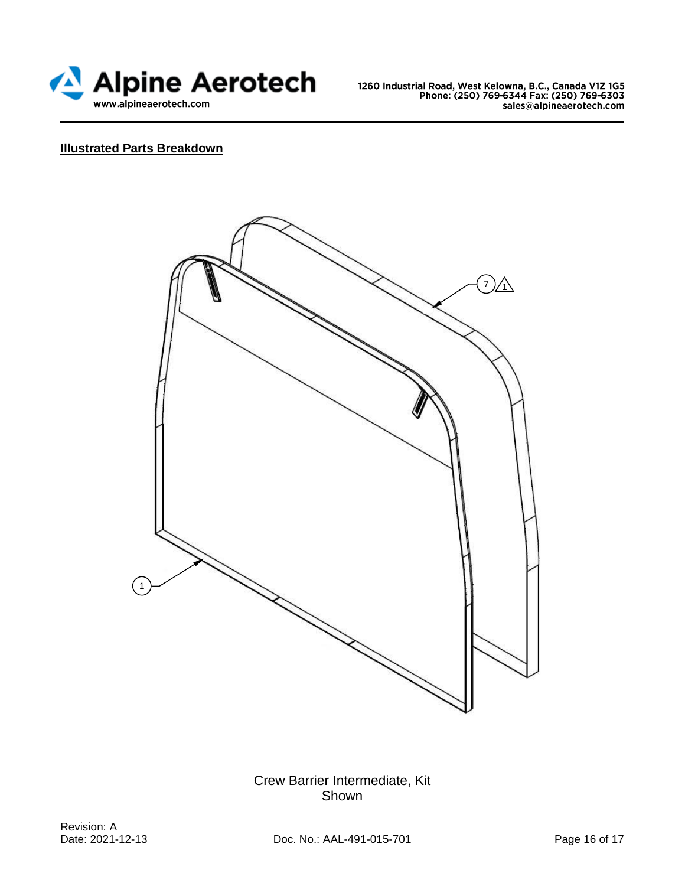**Illustrated Parts Breakdown**

Crew Barrier Intermediate, Kit
Shown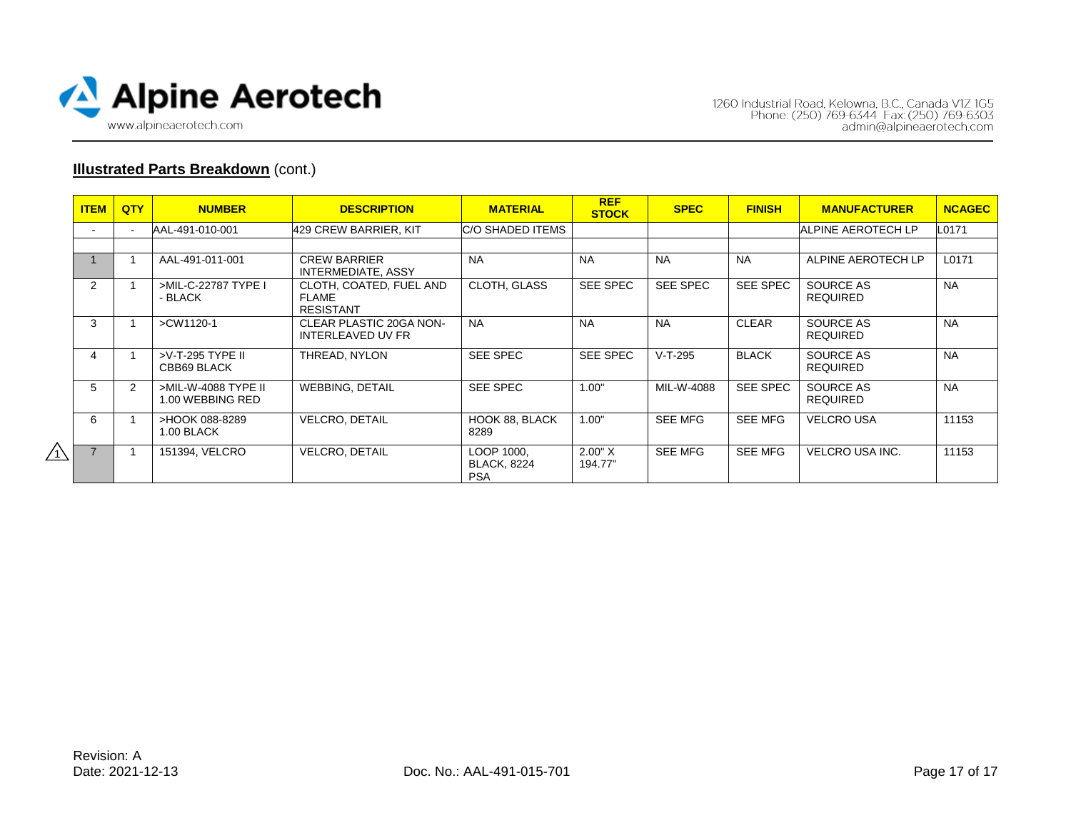**Illustrated Parts Breakdown** (cont.)

| ITEM | QTY | NUMBER | DESCRIPTION | MATERIAL | REF STOCK | SPEC | FINISH | MANUFACTURER | NCAGEC |
|---|---|---|---|---|---|---|---|---|---|
| - | - | AAL-491-010-001 | 429 CREW BARRIER, KIT | C/O SHADED ITEMS | | | | ALPINE AEROTECH LP | L0171 |
| | | | | | | | | | |
| 1 | 1 | AAL-491-011-001 | CREW BARRIER INTERMEDIATE, ASSY | NA | NA | NA | NA | ALPINE AEROTECH LP | L0171 |
| 2 | 1 | >MIL-C-22787 TYPE I - BLACK | CLOTH, COATED, FUEL AND FLAME RESISTANT | CLOTH, GLASS | SEE SPEC | SEE SPEC | SEE SPEC | SOURCE AS REQUIRED | NA |
| 3 | 1 | >CW1120-1 | CLEAR PLASTIC 20GA NON-INTERLEAVED UV FR | NA | NA | NA | CLEAR | SOURCE AS REQUIRED | NA |
| 4 | 1 | >V-T-295 TYPE II CBB69 BLACK | THREAD, NYLON | SEE SPEC | SEE SPEC | V-T-295 | BLACK | SOURCE AS REQUIRED | NA |
| 5 | 2 | >MIL-W-4088 TYPE II 1.00 WEBBING RED | WEBBING, DETAIL | SEE SPEC | 1.00" | MIL-W-4088 | SEE SPEC | SOURCE AS REQUIRED | NA |
| 6 | 1 | >HOOK 088-8289 1.00 BLACK | VELCRO, DETAIL | HOOK 88, BLACK 8289 | 1.00" | SEE MFG | SEE MFG | VELCRO USA | 11153 |
| 7 (1) | 1 | 151394, VELCRO | VELCRO, DETAIL | LOOP 1000, BLACK, 8224 PSA | 2.00" X 194.77" | SEE MFG | SEE MFG | VELCRO USA INC. | 11153 |

Revision: A
Date: 2021-12-13

Doc. No.: AAL-491-015-701